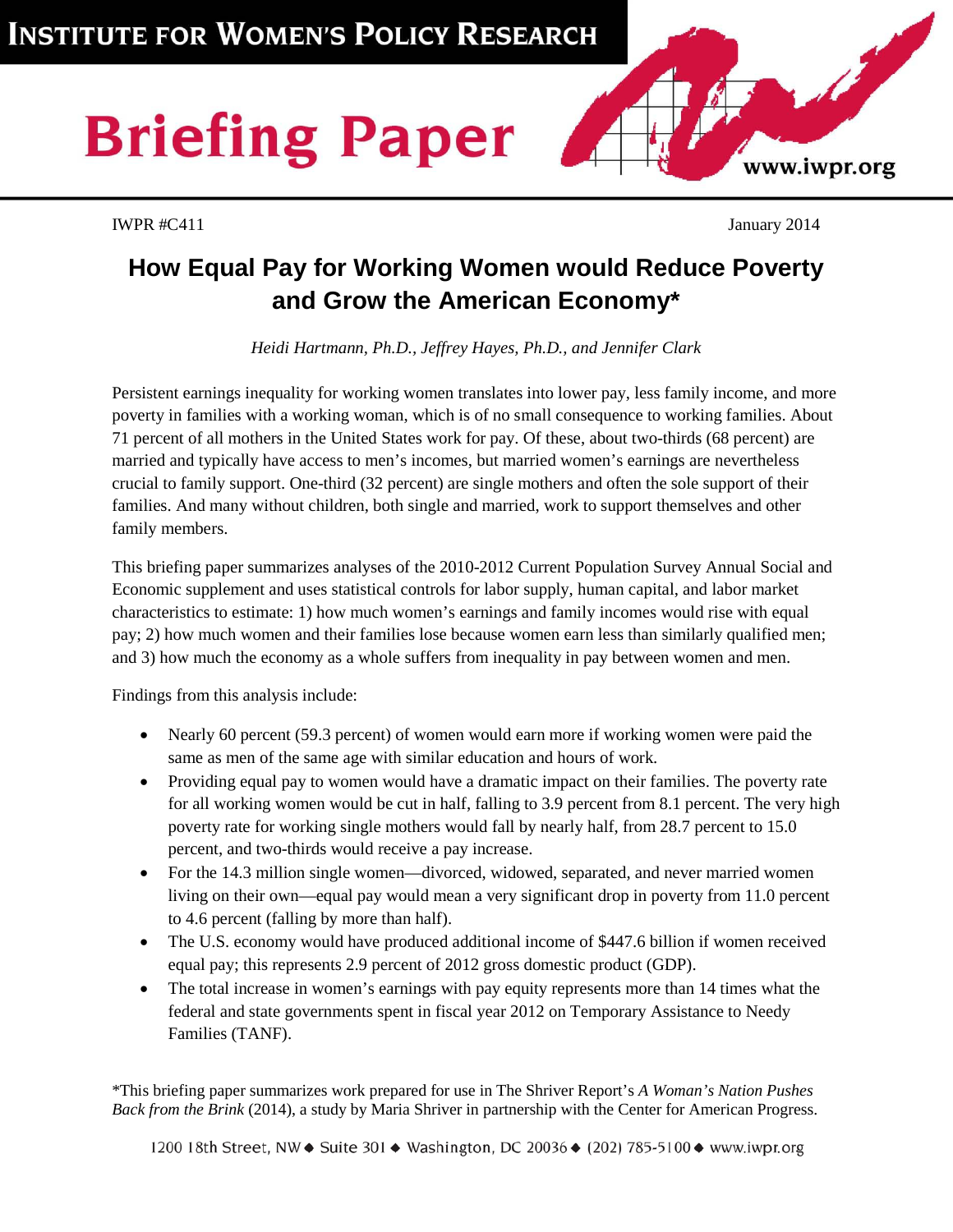INSTITUTE FOR WOMEN'S POLICY RESEARCH

# Briefing Paper

www.iwpr.org

IWPR #C411 January 2014

## How Equal Pay for Working Women would Reduce Poverty and Grow the American Economy*

*Heidi Hartmann, Ph.D., Jeffrey Hayes, Ph.D., and Jennifer Clark*

Persistent earnings inequality for working women translates into lower pay, less family income, and more poverty in families with a working woman, which is of no small consequence to working families. About 71 percent of all mothers in the United States work for pay. Of these, about two-thirds (68 percent) are married and typically have access to men's incomes, but married women's earnings are nevertheless crucial to family support. One-third (32 percent) are single mothers and often the sole support of their families. And many without children, both single and married, work to support themselves and other family members.

This briefing paper summarizes analyses of the 2010-2012 Current Population Survey Annual Social and Economic supplement and uses statistical controls for labor supply, human capital, and labor market characteristics to estimate: 1) how much women's earnings and family incomes would rise with equal pay; 2) how much women and their families lose because women earn less than similarly qualified men; and 3) how much the economy as a whole suffers from inequality in pay between women and men.

Findings from this analysis include:

- Nearly 60 percent (59.3 percent) of women would earn more if working women were paid the same as men of the same age with similar education and hours of work.
- Providing equal pay to women would have a dramatic impact on their families. The poverty rate for all working women would be cut in half, falling to 3.9 percent from 8.1 percent. The very high poverty rate for working single mothers would fall by nearly half, from 28.7 percent to 15.0 percent, and two-thirds would receive a pay increase.
- For the 14.3 million single women—divorced, widowed, separated, and never married women living on their own—equal pay would mean a very significant drop in poverty from 11.0 percent to 4.6 percent (falling by more than half).
- The U.S. economy would have produced additional income of $447.6 billion if women received equal pay; this represents 2.9 percent of 2012 gross domestic product (GDP).
- The total increase in women's earnings with pay equity represents more than 14 times what the federal and state governments spent in fiscal year 2012 on Temporary Assistance to Needy Families (TANF).

*This briefing paper summarizes work prepared for use in The Shriver Report's *A Woman's Nation Pushes Back from the Brink* (2014), a study by Maria Shriver in partnership with the Center for American Progress.

1200 18th Street, NW ◆ Suite 301 ◆ Washington, DC 20036 ◆ (202) 785-5100 ◆ www.iwpr.org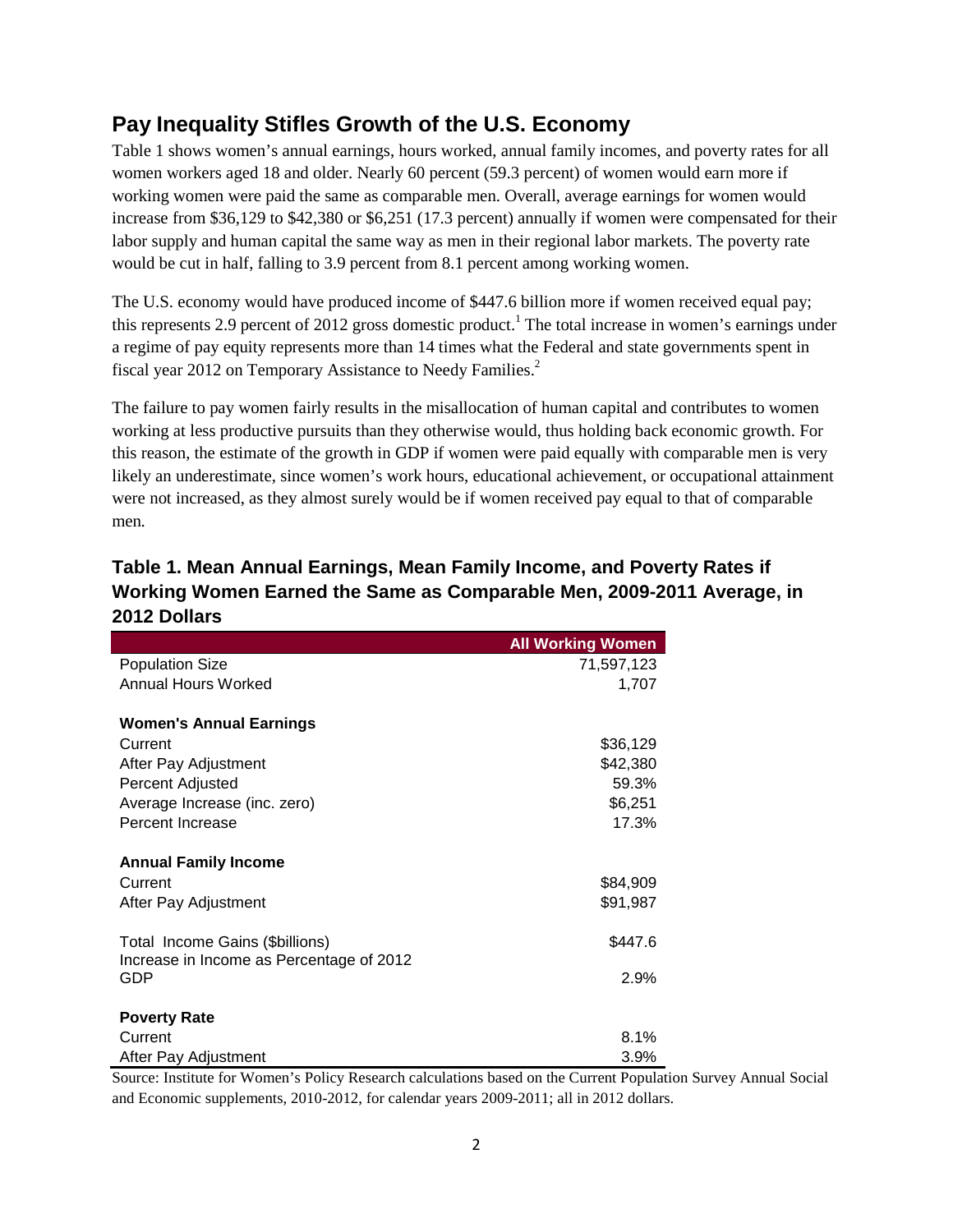## Pay Inequality Stifles Growth of the U.S. Economy

Table 1 shows women's annual earnings, hours worked, annual family incomes, and poverty rates for all women workers aged 18 and older. Nearly 60 percent (59.3 percent) of women would earn more if working women were paid the same as comparable men. Overall, average earnings for women would increase from $36,129 to $42,380 or $6,251 (17.3 percent) annually if women were compensated for their labor supply and human capital the same way as men in their regional labor markets. The poverty rate would be cut in half, falling to 3.9 percent from 8.1 percent among working women.

The U.S. economy would have produced income of $447.6 billion more if women received equal pay; this represents 2.9 percent of 2012 gross domestic product.[1] The total increase in women's earnings under a regime of pay equity represents more than 14 times what the Federal and state governments spent in fiscal year 2012 on Temporary Assistance to Needy Families.[2]

The failure to pay women fairly results in the misallocation of human capital and contributes to women working at less productive pursuits than they otherwise would, thus holding back economic growth. For this reason, the estimate of the growth in GDP if women were paid equally with comparable men is very likely an underestimate, since women's work hours, educational achievement, or occupational attainment were not increased, as they almost surely would be if women received pay equal to that of comparable men.

### Table 1. Mean Annual Earnings, Mean Family Income, and Poverty Rates if Working Women Earned the Same as Comparable Men, 2009-2011 Average, in 2012 Dollars

| | All Working Women |
|---|---|
| Population Size | 71,597,123 |
| Annual Hours Worked | 1,707 |
| **Women's Annual Earnings** | |
| Current | $36,129 |
| After Pay Adjustment | $42,380 |
| Percent Adjusted | 59.3% |
| Average Increase (inc. zero) | $6,251 |
| Percent Increase | 17.3% |
| **Annual Family Income** | |
| Current | $84,909 |
| After Pay Adjustment | $91,987 |
| Total Income Gains ($billions) | $447.6 |
| Increase in Income as Percentage of 2012 GDP | 2.9% |
| **Poverty Rate** | |
| Current | 8.1% |
| After Pay Adjustment | 3.9% |

Source: Institute for Women's Policy Research calculations based on the Current Population Survey Annual Social and Economic supplements, 2010-2012, for calendar years 2009-2011; all in 2012 dollars.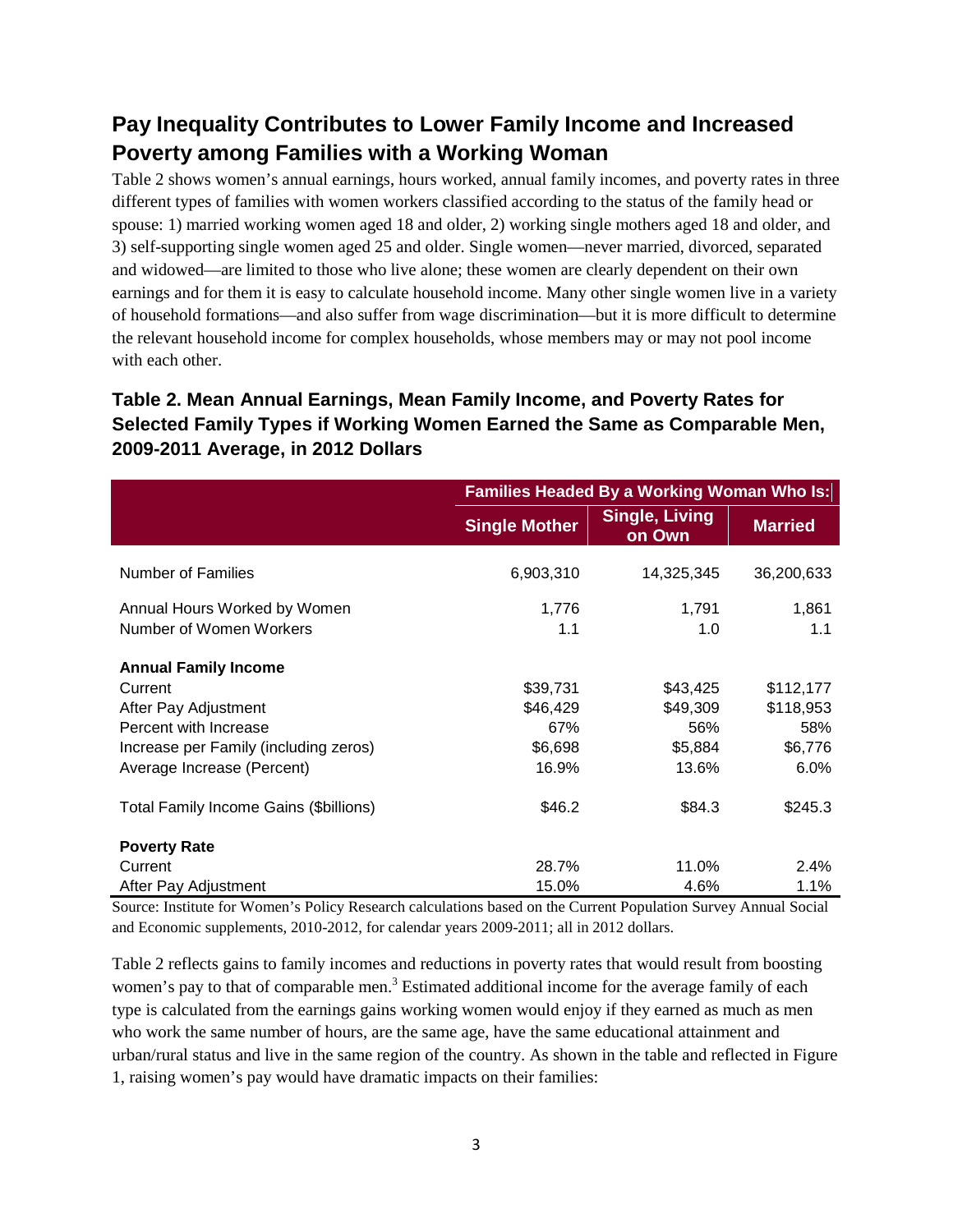## Pay Inequality Contributes to Lower Family Income and Increased Poverty among Families with a Working Woman

Table 2 shows women's annual earnings, hours worked, annual family incomes, and poverty rates in three different types of families with women workers classified according to the status of the family head or spouse: 1) married working women aged 18 and older, 2) working single mothers aged 18 and older, and 3) self-supporting single women aged 25 and older. Single women—never married, divorced, separated and widowed—are limited to those who live alone; these women are clearly dependent on their own earnings and for them it is easy to calculate household income. Many other single women live in a variety of household formations—and also suffer from wage discrimination—but it is more difficult to determine the relevant household income for complex households, whose members may or may not pool income with each other.

### Table 2. Mean Annual Earnings, Mean Family Income, and Poverty Rates for Selected Family Types if Working Women Earned the Same as Comparable Men, 2009-2011 Average, in 2012 Dollars

| | Families Headed By a Working Woman Who Is: | | |
|---|---|---|---|
| | **Single Mother** | **Single, Living on Own** | **Married** |
| Number of Families | 6,903,310 | 14,325,345 | 36,200,633 |
| Annual Hours Worked by Women | 1,776 | 1,791 | 1,861 |
| Number of Women Workers | 1.1 | 1.0 | 1.1 |
| **Annual Family Income** | | | |
| Current | $39,731 | $43,425 | $112,177 |
| After Pay Adjustment | $46,429 | $49,309 | $118,953 |
| Percent with Increase | 67% | 56% | 58% |
| Increase per Family (including zeros) | $6,698 | $5,884 | $6,776 |
| Average Increase (Percent) | 16.9% | 13.6% | 6.0% |
| Total Family Income Gains ($billions) | $46.2 | $84.3 | $245.3 |
| **Poverty Rate** | | | |
| Current | 28.7% | 11.0% | 2.4% |
| After Pay Adjustment | 15.0% | 4.6% | 1.1% |

Source: Institute for Women's Policy Research calculations based on the Current Population Survey Annual Social and Economic supplements, 2010-2012, for calendar years 2009-2011; all in 2012 dollars.

Table 2 reflects gains to family incomes and reductions in poverty rates that would result from boosting women's pay to that of comparable men.[3] Estimated additional income for the average family of each type is calculated from the earnings gains working women would enjoy if they earned as much as men who work the same number of hours, are the same age, have the same educational attainment and urban/rural status and live in the same region of the country. As shown in the table and reflected in Figure 1, raising women's pay would have dramatic impacts on their families: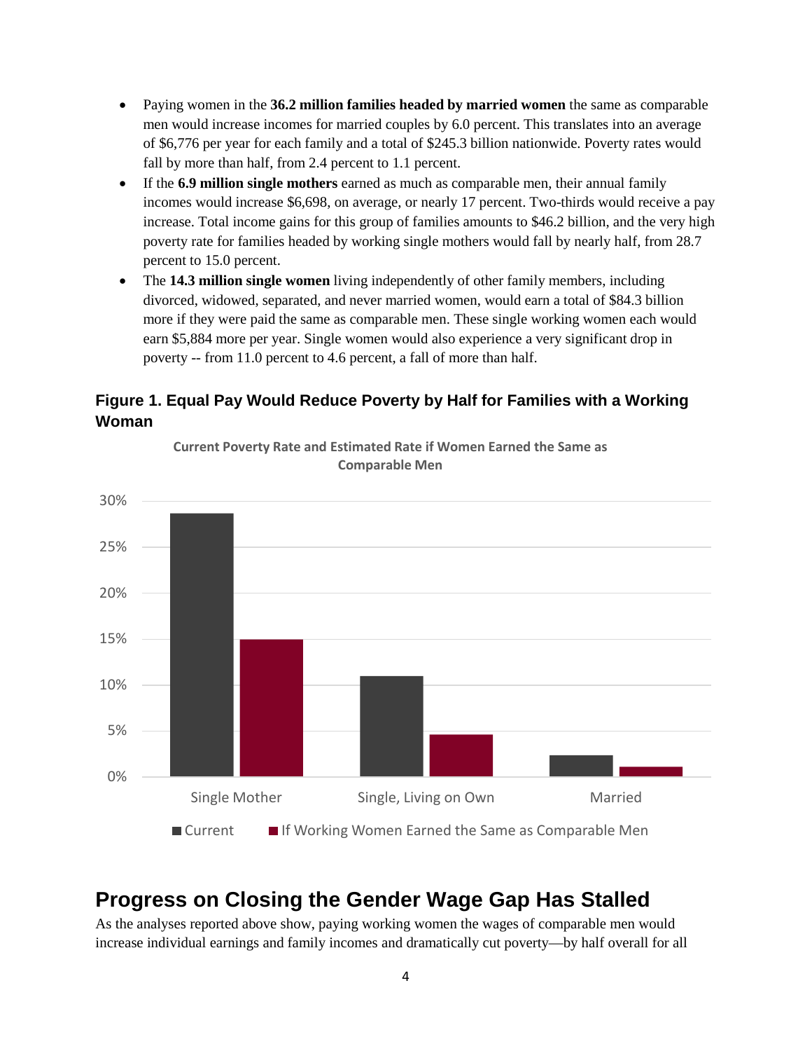- Paying women in the **36.2 million families headed by married women** the same as comparable men would increase incomes for married couples by 6.0 percent. This translates into an average of $6,776 per year for each family and a total of $245.3 billion nationwide. Poverty rates would fall by more than half, from 2.4 percent to 1.1 percent.
- If the **6.9 million single mothers** earned as much as comparable men, their annual family incomes would increase $6,698, on average, or nearly 17 percent. Two-thirds would receive a pay increase. Total income gains for this group of families amounts to $46.2 billion, and the very high poverty rate for families headed by working single mothers would fall by nearly half, from 28.7 percent to 15.0 percent.
- The **14.3 million single women** living independently of other family members, including divorced, widowed, separated, and never married women, would earn a total of $84.3 billion more if they were paid the same as comparable men. These single working women each would earn $5,884 more per year. Single women would also experience a very significant drop in poverty -- from 11.0 percent to 4.6 percent, a fall of more than half.

### Figure 1. Equal Pay Would Reduce Poverty by Half for Families with a Working Woman

**Current Poverty Rate and Estimated Rate if Women Earned the Same as Comparable Men**

| | Current | If Working Women Earned the Same as Comparable Men |
|---|---|---|
| Single Mother | 28.7% | 15.0% |
| Single, Living on Own | 11.0% | 4.6% |
| Married | 2.4% | 1.1% |

## Progress on Closing the Gender Wage Gap Has Stalled

As the analyses reported above show, paying working women the wages of comparable men would increase individual earnings and family incomes and dramatically cut poverty—by half overall for all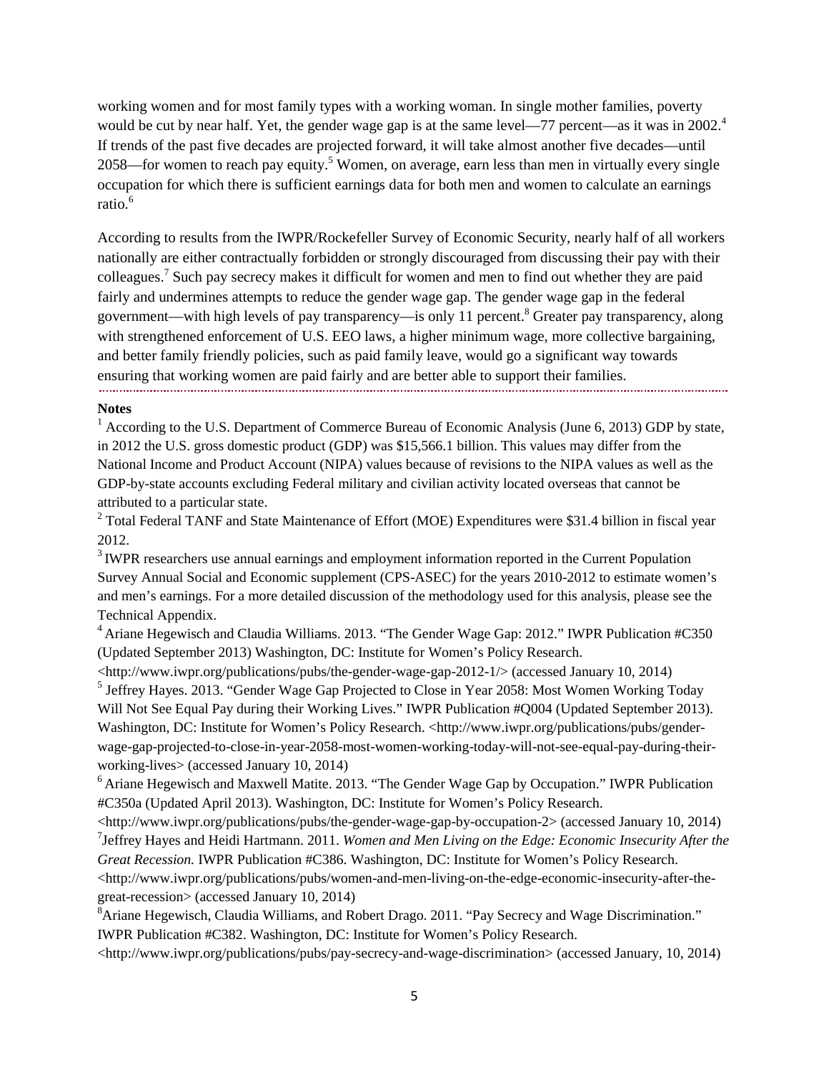working women and for most family types with a working woman. In single mother families, poverty would be cut by near half. Yet, the gender wage gap is at the same level—77 percent—as it was in 2002.[4] If trends of the past five decades are projected forward, it will take almost another five decades—until 2058—for women to reach pay equity.[5] Women, on average, earn less than men in virtually every single occupation for which there is sufficient earnings data for both men and women to calculate an earnings ratio.[6]

According to results from the IWPR/Rockefeller Survey of Economic Security, nearly half of all workers nationally are either contractually forbidden or strongly discouraged from discussing their pay with their colleagues.[7] Such pay secrecy makes it difficult for women and men to find out whether they are paid fairly and undermines attempts to reduce the gender wage gap. The gender wage gap in the federal government—with high levels of pay transparency—is only 11 percent.[8] Greater pay transparency, along with strengthened enforcement of U.S. EEO laws, a higher minimum wage, more collective bargaining, and better family friendly policies, such as paid family leave, would go a significant way towards ensuring that working women are paid fairly and are better able to support their families.

**Notes**

[1] According to the U.S. Department of Commerce Bureau of Economic Analysis (June 6, 2013) GDP by state, in 2012 the U.S. gross domestic product (GDP) was $15,566.1 billion. This values may differ from the National Income and Product Account (NIPA) values because of revisions to the NIPA values as well as the GDP-by-state accounts excluding Federal military and civilian activity located overseas that cannot be attributed to a particular state.

[2] Total Federal TANF and State Maintenance of Effort (MOE) Expenditures were $31.4 billion in fiscal year 2012.

[3] IWPR researchers use annual earnings and employment information reported in the Current Population Survey Annual Social and Economic supplement (CPS-ASEC) for the years 2010-2012 to estimate women's and men's earnings. For a more detailed discussion of the methodology used for this analysis, please see the Technical Appendix.

[4] Ariane Hegewisch and Claudia Williams. 2013. "The Gender Wage Gap: 2012." IWPR Publication #C350 (Updated September 2013) Washington, DC: Institute for Women's Policy Research. <http://www.iwpr.org/publications/pubs/the-gender-wage-gap-2012-1/> (accessed January 10, 2014)

[5] Jeffrey Hayes. 2013. "Gender Wage Gap Projected to Close in Year 2058: Most Women Working Today Will Not See Equal Pay during their Working Lives." IWPR Publication #Q004 (Updated September 2013). Washington, DC: Institute for Women's Policy Research. <http://www.iwpr.org/publications/pubs/gender-wage-gap-projected-to-close-in-year-2058-most-women-working-today-will-not-see-equal-pay-during-their-working-lives> (accessed January 10, 2014)

[6] Ariane Hegewisch and Maxwell Matite. 2013. "The Gender Wage Gap by Occupation." IWPR Publication #C350a (Updated April 2013). Washington, DC: Institute for Women's Policy Research. <http://www.iwpr.org/publications/pubs/the-gender-wage-gap-by-occupation-2> (accessed January 10, 2014)

[7] Jeffrey Hayes and Heidi Hartmann. 2011. *Women and Men Living on the Edge: Economic Insecurity After the Great Recession.* IWPR Publication #C386. Washington, DC: Institute for Women's Policy Research. <http://www.iwpr.org/publications/pubs/women-and-men-living-on-the-edge-economic-insecurity-after-the-great-recession> (accessed January 10, 2014)

[8] Ariane Hegewisch, Claudia Williams, and Robert Drago. 2011. "Pay Secrecy and Wage Discrimination." IWPR Publication #C382. Washington, DC: Institute for Women's Policy Research. <http://www.iwpr.org/publications/pubs/pay-secrecy-and-wage-discrimination> (accessed January, 10, 2014)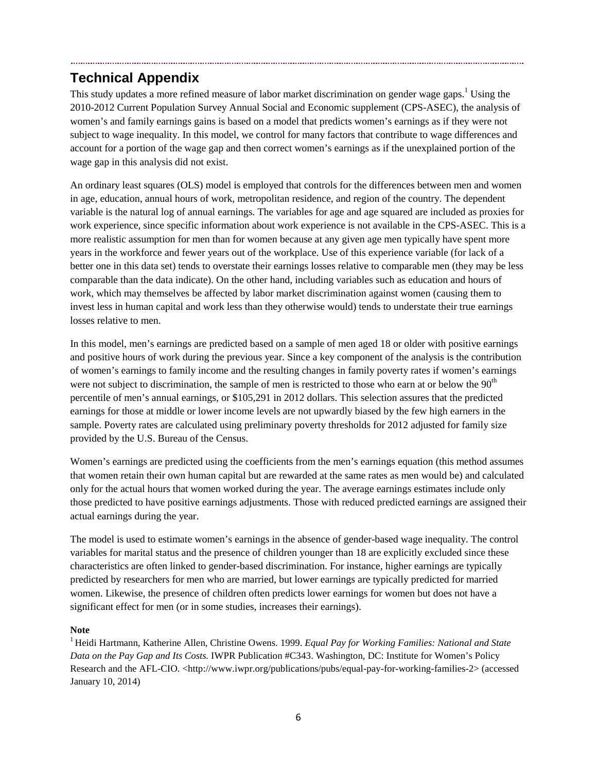## Technical Appendix

This study updates a more refined measure of labor market discrimination on gender wage gaps.[1] Using the 2010-2012 Current Population Survey Annual Social and Economic supplement (CPS-ASEC), the analysis of women's and family earnings gains is based on a model that predicts women's earnings as if they were not subject to wage inequality. In this model, we control for many factors that contribute to wage differences and account for a portion of the wage gap and then correct women's earnings as if the unexplained portion of the wage gap in this analysis did not exist.

An ordinary least squares (OLS) model is employed that controls for the differences between men and women in age, education, annual hours of work, metropolitan residence, and region of the country. The dependent variable is the natural log of annual earnings. The variables for age and age squared are included as proxies for work experience, since specific information about work experience is not available in the CPS-ASEC. This is a more realistic assumption for men than for women because at any given age men typically have spent more years in the workforce and fewer years out of the workplace. Use of this experience variable (for lack of a better one in this data set) tends to overstate their earnings losses relative to comparable men (they may be less comparable than the data indicate). On the other hand, including variables such as education and hours of work, which may themselves be affected by labor market discrimination against women (causing them to invest less in human capital and work less than they otherwise would) tends to understate their true earnings losses relative to men.

In this model, men's earnings are predicted based on a sample of men aged 18 or older with positive earnings and positive hours of work during the previous year. Since a key component of the analysis is the contribution of women's earnings to family income and the resulting changes in family poverty rates if women's earnings were not subject to discrimination, the sample of men is restricted to those who earn at or below the 90$^{th}$ percentile of men's annual earnings, or $105,291 in 2012 dollars. This selection assures that the predicted earnings for those at middle or lower income levels are not upwardly biased by the few high earners in the sample. Poverty rates are calculated using preliminary poverty thresholds for 2012 adjusted for family size provided by the U.S. Bureau of the Census.

Women's earnings are predicted using the coefficients from the men's earnings equation (this method assumes that women retain their own human capital but are rewarded at the same rates as men would be) and calculated only for the actual hours that women worked during the year. The average earnings estimates include only those predicted to have positive earnings adjustments. Those with reduced predicted earnings are assigned their actual earnings during the year.

The model is used to estimate women's earnings in the absence of gender-based wage inequality. The control variables for marital status and the presence of children younger than 18 are explicitly excluded since these characteristics are often linked to gender-based discrimination. For instance, higher earnings are typically predicted by researchers for men who are married, but lower earnings are typically predicted for married women. Likewise, the presence of children often predicts lower earnings for women but does not have a significant effect for men (or in some studies, increases their earnings).

**Note**

[1] Heidi Hartmann, Katherine Allen, Christine Owens. 1999. *Equal Pay for Working Families: National and State Data on the Pay Gap and Its Costs.* IWPR Publication #C343. Washington, DC: Institute for Women's Policy Research and the AFL-CIO. <http://www.iwpr.org/publications/pubs/equal-pay-for-working-families-2> (accessed January 10, 2014)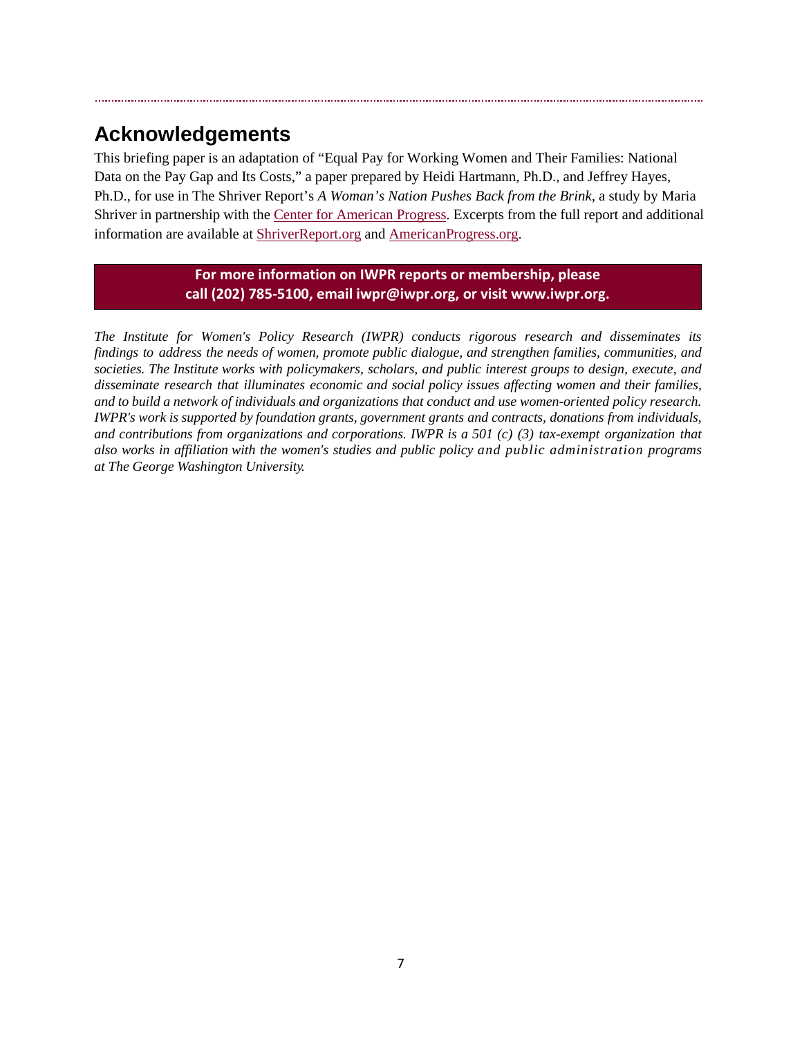## Acknowledgements

This briefing paper is an adaptation of "Equal Pay for Working Women and Their Families: National Data on the Pay Gap and Its Costs," a paper prepared by Heidi Hartmann, Ph.D., and Jeffrey Hayes, Ph.D., for use in The Shriver Report's *A Woman's Nation Pushes Back from the Brink*, a study by Maria Shriver in partnership with the Center for American Progress. Excerpts from the full report and additional information are available at ShriverReport.org and AmericanProgress.org.

**For more information on IWPR reports or membership, please call (202) 785-5100, email iwpr@iwpr.org, or visit www.iwpr.org.**

*The Institute for Women's Policy Research (IWPR) conducts rigorous research and disseminates its findings to address the needs of women, promote public dialogue, and strengthen families, communities, and societies. The Institute works with policymakers, scholars, and public interest groups to design, execute, and disseminate research that illuminates economic and social policy issues affecting women and their families, and to build a network of individuals and organizations that conduct and use women-oriented policy research. IWPR's work is supported by foundation grants, government grants and contracts, donations from individuals, and contributions from organizations and corporations. IWPR is a 501 (c) (3) tax-exempt organization that also works in affiliation with the women's studies and public policy and public administration programs at The George Washington University.*